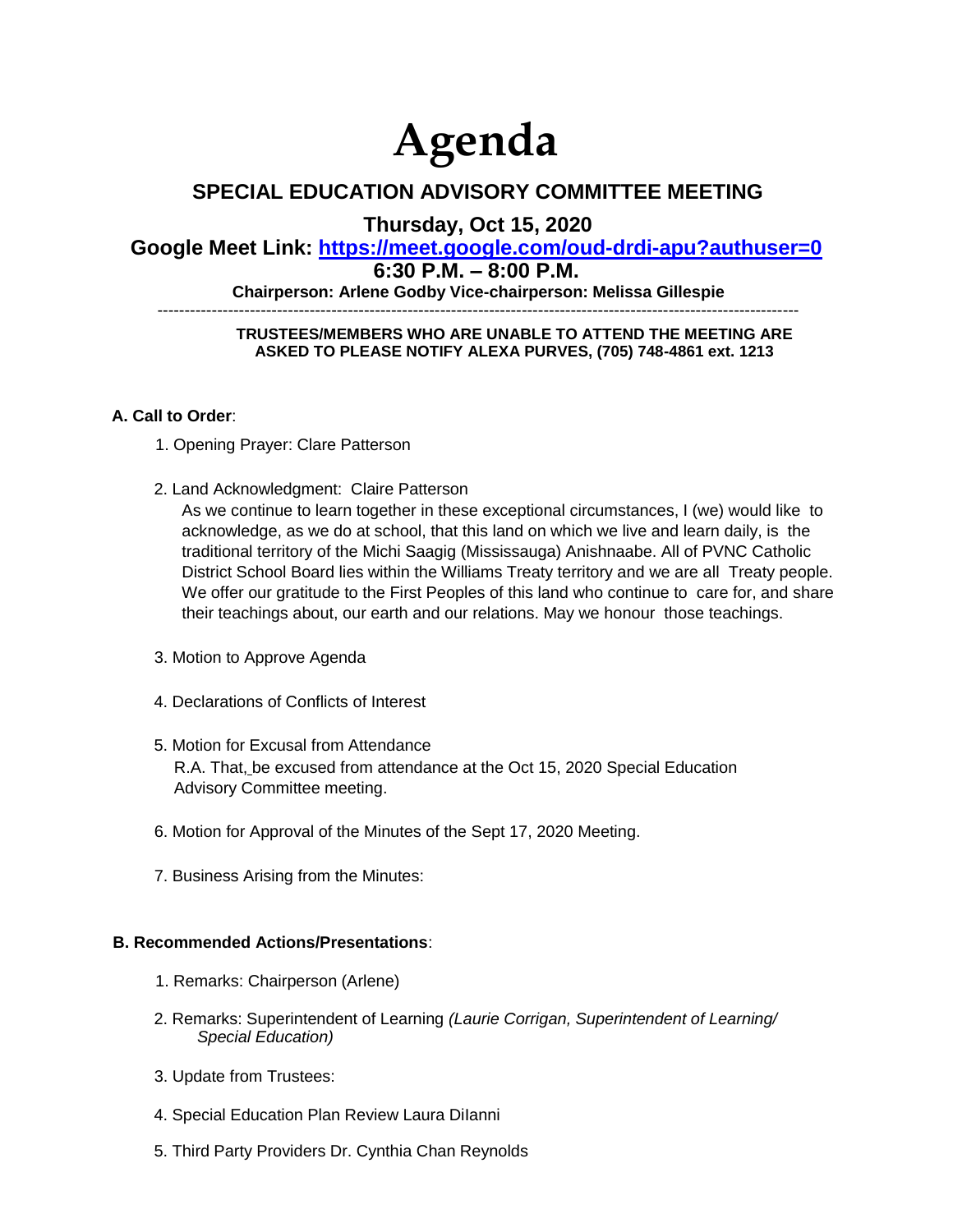# Agenda

## SPECIAL EDUCATION ADVISORY COMMITTEE MEETING

**Thursday, Oct 15, 2020**

**Google Meet Link: https://meet.google.com/oud-drdi-apu?authuser=0**

**6:30 P.M. – 8:00 P.M.**

**Chairperson: Arlene Godby Vice-chairperson: Melissa Gillespie**

---

**TRUSTEES/MEMBERS WHO ARE UNABLE TO ATTEND THE MEETING ARE ASKED TO PLEASE NOTIFY ALEXA PURVES, (705) 748-4861 ext. 1213**

### A. Call to Order:

1. Opening Prayer: Clare Patterson

2. Land Acknowledgment: Claire Patterson
   As we continue to learn together in these exceptional circumstances, I (we) would like to acknowledge, as we do at school, that this land on which we live and learn daily, is the traditional territory of the Michi Saagig (Mississauga) Anishnaabe. All of PVNC Catholic District School Board lies within the Williams Treaty territory and we are all Treaty people. We offer our gratitude to the First Peoples of this land who continue to care for, and share their teachings about, our earth and our relations. May we honour those teachings.

3. Motion to Approve Agenda

4. Declarations of Conflicts of Interest

5. Motion for Excusal from Attendance
   R.A. That, be excused from attendance at the Oct 15, 2020 Special Education Advisory Committee meeting.

6. Motion for Approval of the Minutes of the Sept 17, 2020 Meeting.

7. Business Arising from the Minutes:

### B. Recommended Actions/Presentations:

1. Remarks: Chairperson (Arlene)

2. Remarks: Superintendent of Learning *(Laurie Corrigan, Superintendent of Learning/ Special Education)*

3. Update from Trustees:

4. Special Education Plan Review Laura DiIanni

5. Third Party Providers Dr. Cynthia Chan Reynolds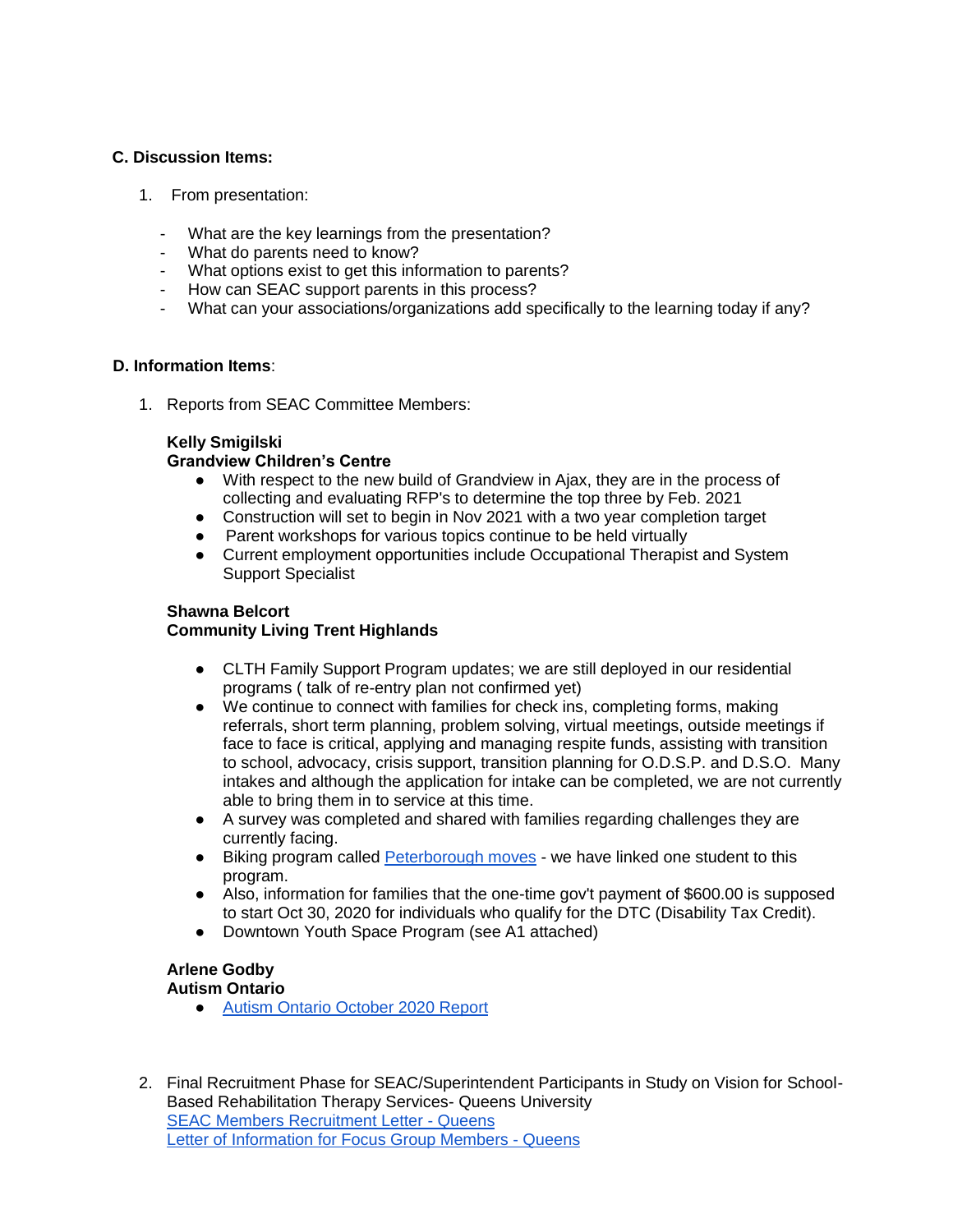**C. Discussion Items:**

1. From presentation:

- What are the key learnings from the presentation?
- What do parents need to know?
- What options exist to get this information to parents?
- How can SEAC support parents in this process?
- What can your associations/organizations add specifically to the learning today if any?

**D. Information Items**:

1. Reports from SEAC Committee Members:

   **Kelly Smigilski**
   **Grandview Children's Centre**
   - With respect to the new build of Grandview in Ajax, they are in the process of collecting and evaluating RFP's to determine the top three by Feb. 2021
   - Construction will set to begin in Nov 2021 with a two year completion target
   - Parent workshops for various topics continue to be held virtually
   - Current employment opportunities include Occupational Therapist and System Support Specialist

   **Shawna Belcort**
   **Community Living Trent Highlands**
   - CLTH Family Support Program updates; we are still deployed in our residential programs ( talk of re-entry plan not confirmed yet)
   - We continue to connect with families for check ins, completing forms, making referrals, short term planning, problem solving, virtual meetings, outside meetings if face to face is critical, applying and managing respite funds, assisting with transition to school, advocacy, crisis support, transition planning for O.D.S.P. and D.S.O. Many intakes and although the application for intake can be completed, we are not currently able to bring them in to service at this time.
   - A survey was completed and shared with families regarding challenges they are currently facing.
   - Biking program called Peterborough moves - we have linked one student to this program.
   - Also, information for families that the one-time gov't payment of $600.00 is supposed to start Oct 30, 2020 for individuals who qualify for the DTC (Disability Tax Credit).
   - Downtown Youth Space Program (see A1 attached)

   **Arlene Godby**
   **Autism Ontario**
   - Autism Ontario October 2020 Report

2. Final Recruitment Phase for SEAC/Superintendent Participants in Study on Vision for School-Based Rehabilitation Therapy Services- Queens University
   SEAC Members Recruitment Letter - Queens
   Letter of Information for Focus Group Members - Queens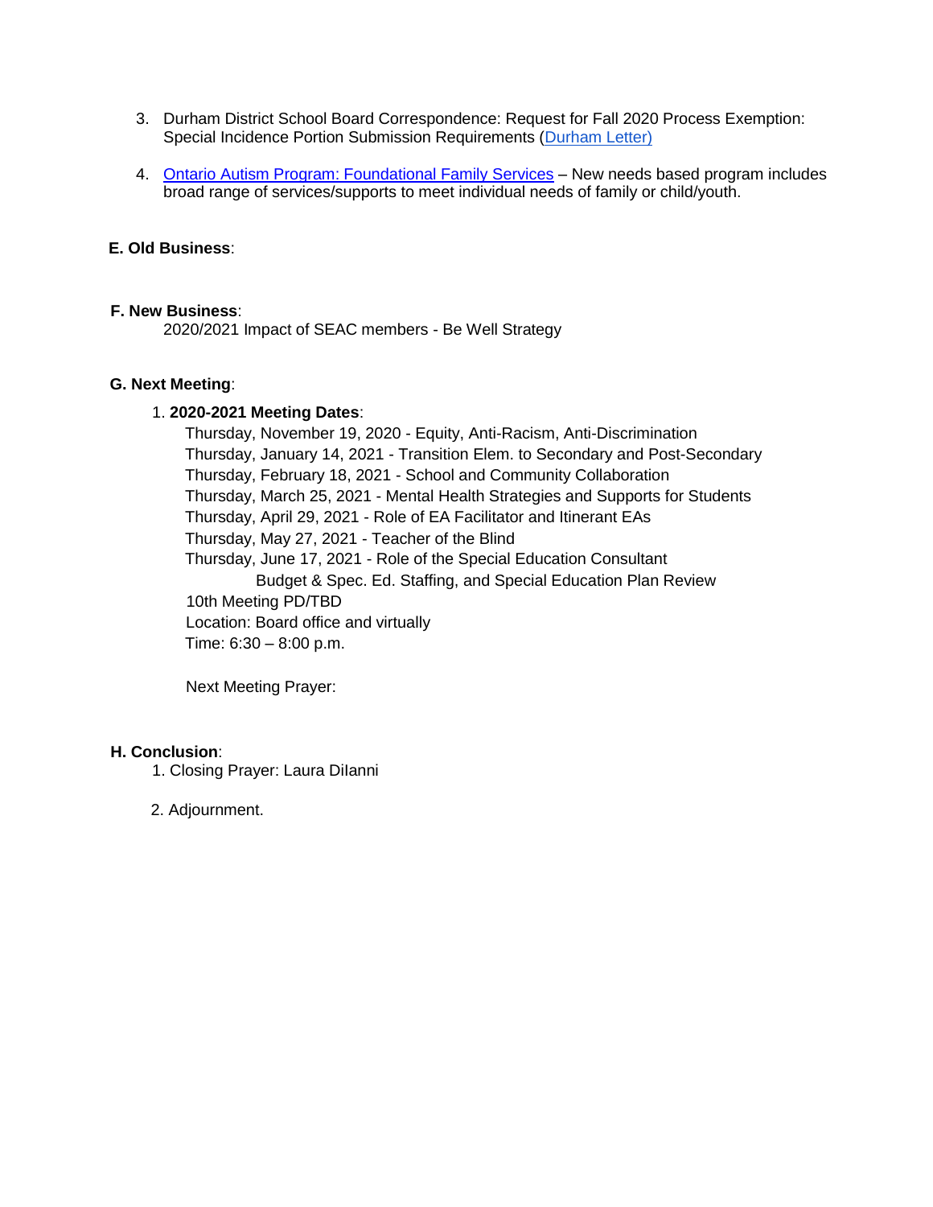3. Durham District School Board Correspondence: Request for Fall 2020 Process Exemption: Special Incidence Portion Submission Requirements (Durham Letter)

4. Ontario Autism Program: Foundational Family Services – New needs based program includes broad range of services/supports to meet individual needs of family or child/youth.

**E. Old Business**:

**F. New Business**:

2020/2021 Impact of SEAC members - Be Well Strategy

**G. Next Meeting**:

1. **2020-2021 Meeting Dates**:

   Thursday, November 19, 2020 - Equity, Anti-Racism, Anti-Discrimination
   Thursday, January 14, 2021 - Transition Elem. to Secondary and Post-Secondary
   Thursday, February 18, 2021 - School and Community Collaboration
   Thursday, March 25, 2021 - Mental Health Strategies and Supports for Students
   Thursday, April 29, 2021 - Role of EA Facilitator and Itinerant EAs
   Thursday, May 27, 2021 - Teacher of the Blind
   Thursday, June 17, 2021 - Role of the Special Education Consultant
   Budget & Spec. Ed. Staffing, and Special Education Plan Review
   10th Meeting PD/TBD
   Location: Board office and virtually
   Time: 6:30 – 8:00 p.m.

   Next Meeting Prayer:

**H. Conclusion**:

1. Closing Prayer: Laura DiIanni
2. Adjournment.